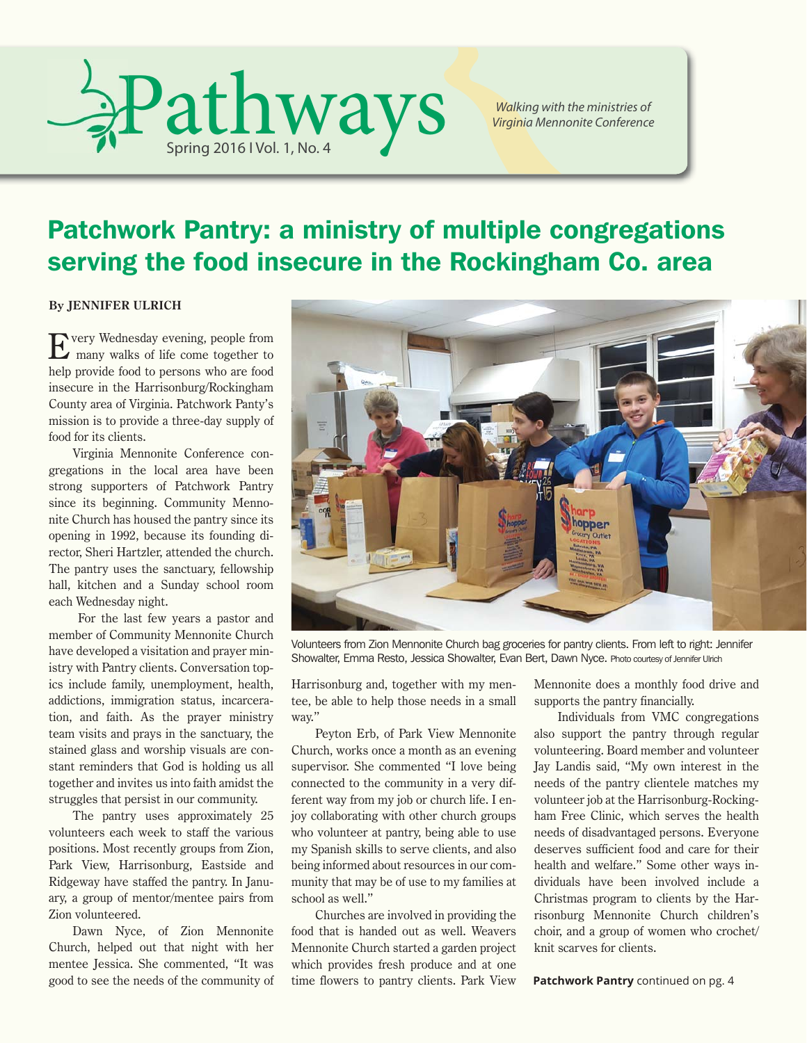# Pathways

Spring 2016 | Vol. 1, No. 4

*Walking with the ministries of Virginia Mennonite Conference*

## Patchwork Pantry: a ministry of multiple congregations serving the food insecure in the Rockingham Co. area

**By JENNIFER ULRICH**

Every Wednesday evening, people from many walks of life come together to help provide food to persons who are food insecure in the Harrisonburg/Rockingham County area of Virginia. Patchwork Panty's mission is to provide a three-day supply of food for its clients.

Virginia Mennonite Conference congregations in the local area have been strong supporters of Patchwork Pantry since its beginning. Community Mennonite Church has housed the pantry since its opening in 1992, because its founding director, Sheri Hartzler, attended the church. The pantry uses the sanctuary, fellowship hall, kitchen and a Sunday school room each Wednesday night.

For the last few years a pastor and member of Community Mennonite Church have developed a visitation and prayer ministry with Pantry clients. Conversation topics include family, unemployment, health, addictions, immigration status, incarceration, and faith. As the prayer ministry team visits and prays in the sanctuary, the stained glass and worship visuals are constant reminders that God is holding us all together and invites us into faith amidst the struggles that persist in our community.

The pantry uses approximately 25 volunteers each week to staff the various positions. Most recently groups from Zion, Park View, Harrisonburg, Eastside and Ridgeway have staffed the pantry. In January, a group of mentor/mentee pairs from Zion volunteered.

Dawn Nyce, of Zion Mennonite Church, helped out that night with her mentee Jessica. She commented, "It was good to see the needs of the community of Harrisonburg and, together with my mentee, be able to help those needs in a small way."

Volunteers from Zion Mennonite Church bag groceries for pantry clients. From left to right: Jennifer Showalter, Emma Resto, Jessica Showalter, Evan Bert, Dawn Nyce. Photo courtesy of Jennifer Ulrich

Peyton Erb, of Park View Mennonite Church, works once a month as an evening supervisor. She commented "I love being connected to the community in a very different way from my job or church life. I enjoy collaborating with other church groups who volunteer at pantry, being able to use my Spanish skills to serve clients, and also being informed about resources in our community that may be of use to my families at school as well."

Churches are involved in providing the food that is handed out as well. Weavers Mennonite Church started a garden project which provides fresh produce and at one time flowers to pantry clients. Park View Mennonite does a monthly food drive and supports the pantry financially.

Individuals from VMC congregations also support the pantry through regular volunteering. Board member and volunteer Jay Landis said, "My own interest in the needs of the pantry clientele matches my volunteer job at the Harrisonburg-Rockingham Free Clinic, which serves the health needs of disadvantaged persons. Everyone deserves sufficient food and care for their health and welfare." Some other ways individuals have been involved include a Christmas program to clients by the Harrisonburg Mennonite Church children's choir, and a group of women who crochet/knit scarves for clients.

**Patchwork Pantry** continued on pg. 4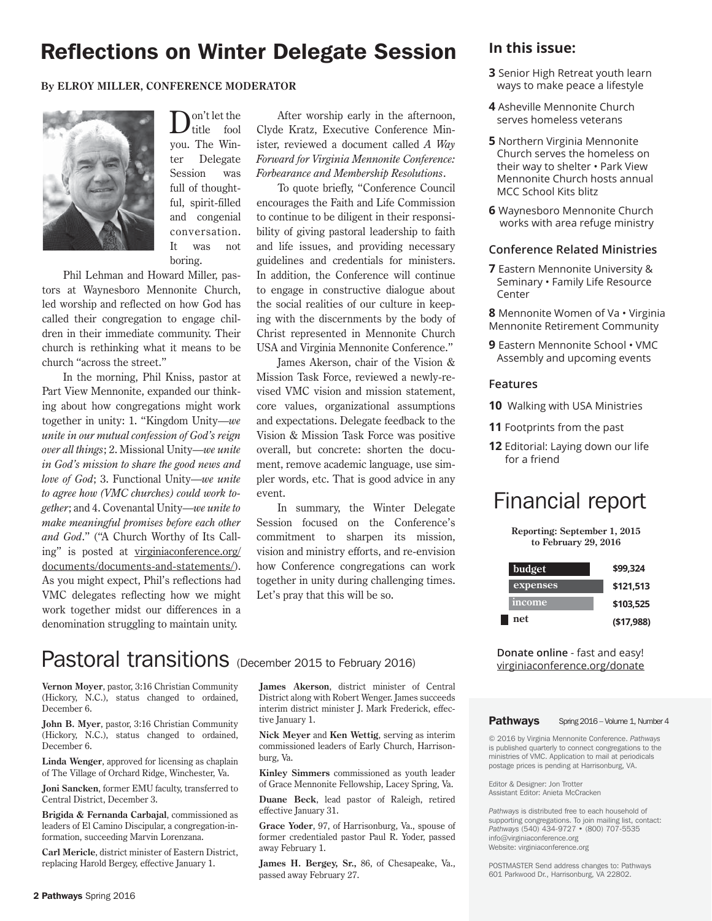# Reflections on Winter Delegate Session

**By ELROY MILLER, CONFERENCE MODERATOR**

Don't let the title fool you. The Winter Delegate Session was full of thoughtful, spirit-filled and congenial conversation. It was not boring.

Phil Lehman and Howard Miller, pastors at Waynesboro Mennonite Church, led worship and reflected on how God has called their congregation to engage children in their immediate community. Their church is rethinking what it means to be church "across the street."

In the morning, Phil Kniss, pastor at Part View Mennonite, expanded our thinking about how congregations might work together in unity: 1. "Kingdom Unity—*we unite in our mutual confession of God's reign over all things*; 2. Missional Unity—*we unite in God's mission to share the good news and love of God*; 3. Functional Unity—*we unite to agree how (VMC churches) could work together*; and 4. Covenantal Unity—*we unite to make meaningful promises before each other and God*." ("A Church Worthy of Its Calling" is posted at virginiaconference.org/documents/documents-and-statements/). As you might expect, Phil's reflections had VMC delegates reflecting how we might work together midst our differences in a denomination struggling to maintain unity.

After worship early in the afternoon, Clyde Kratz, Executive Conference Minister, reviewed a document called *A Way Forward for Virginia Mennonite Conference: Forbearance and Membership Resolutions*.

To quote briefly, "Conference Council encourages the Faith and Life Commission to continue to be diligent in their responsibility of giving pastoral leadership to faith and life issues, and providing necessary guidelines and credentials for ministers. In addition, the Conference will continue to engage in constructive dialogue about the social realities of our culture in keeping with the discernments by the body of Christ represented in Mennonite Church USA and Virginia Mennonite Conference."

James Akerson, chair of the Vision & Mission Task Force, reviewed a newly-revised VMC vision and mission statement, core values, organizational assumptions and expectations. Delegate feedback to the Vision & Mission Task Force was positive overall, but concrete: shorten the document, remove academic language, use simpler words, etc. That is good advice in any event.

In summary, the Winter Delegate Session focused on the Conference's commitment to sharpen its mission, vision and ministry efforts, and re-envision how Conference congregations can work together in unity during challenging times. Let's pray that this will be so.

# Pastoral transitions (December 2015 to February 2016)

**Vernon Moyer**, pastor, 3:16 Christian Community (Hickory, N.C.), status changed to ordained, December 6.

**John B. Myer**, pastor, 3:16 Christian Community (Hickory, N.C.), status changed to ordained, December 6.

**Linda Wenger**, approved for licensing as chaplain of The Village of Orchard Ridge, Winchester, Va.

**Joni Sancken**, former EMU faculty, transferred to Central District, December 3.

**Brigida & Fernanda Carbajal**, commissioned as leaders of El Camino Discipular, a congregation-in-formation, succeeding Marvin Lorenzana.

**Carl Mericle**, district minister of Eastern District, replacing Harold Bergey, effective January 1.

**James Akerson**, district minister of Central District along with Robert Wenger. James succeeds interim district minister J. Mark Frederick, effective January 1.

**Nick Meyer** and **Ken Wettig**, serving as interim commissioned leaders of Early Church, Harrisonburg, Va.

**Kinley Simmers** commissioned as youth leader of Grace Mennonite Fellowship, Lacey Spring, Va.

**Duane Beck**, lead pastor of Raleigh, retired effective January 31.

**Grace Yoder**, 97, of Harrisonburg, Va., spouse of former credentialed pastor Paul R. Yoder, passed away February 1.

**James H. Bergey, Sr.**, 86, of Chesapeake, Va., passed away February 27.

## In this issue:

- **3** Senior High Retreat youth learn ways to make peace a lifestyle
- **4** Asheville Mennonite Church serves homeless veterans
- **5** Northern Virginia Mennonite Church serves the homeless on their way to shelter • Park View Mennonite Church hosts annual MCC School Kits blitz
- **6** Waynesboro Mennonite Church works with area refuge ministry

### Conference Related Ministries

- **7** Eastern Mennonite University & Seminary • Family Life Resource Center
- **8** Mennonite Women of Va • Virginia Mennonite Retirement Community
- **9** Eastern Mennonite School • VMC Assembly and upcoming events

### Features

- **10** Walking with USA Ministries
- **11** Footprints from the past
- **12** Editorial: Laying down our life for a friend

# Financial report

**Reporting: September 1, 2015 to February 29, 2016**

| | |
|---|---|
| budget | $99,324 |
| expenses | $121,513 |
| income | $103,525 |
| net | ($17,988) |

**Donate online** - fast and easy! virginiaconference.org/donate

**Pathways** Spring 2016 – Volume 1, Number 4

© 2016 by Virginia Mennonite Conference. *Pathways* is published quarterly to connect congregations to the ministries of VMC. Application to mail at periodicals postage prices is pending at Harrisonburg, VA.

Editor & Designer: Jon Trotter
Assistant Editor: Anieta McCracken

*Pathways* is distributed free to each household of supporting congregations. To join mailing list, contact: *Pathways* (540) 434-9727 • (800) 707-5535
info@virginiaconference.org
Website: virginiaconference.org

POSTMASTER Send address changes to: Pathways 601 Parkwood Dr., Harrisonburg, VA 22802.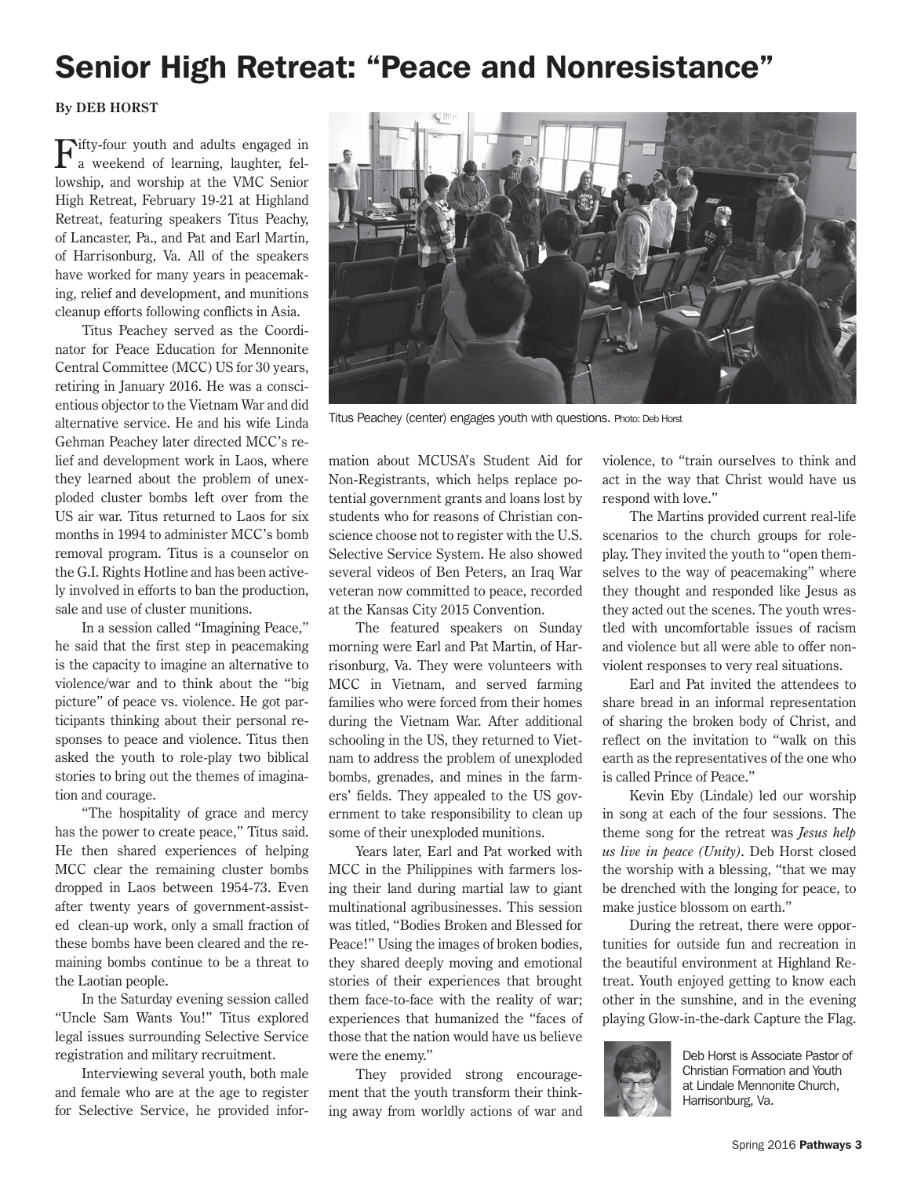# Senior High Retreat: "Peace and Nonresistance"

**By DEB HORST**

Fifty-four youth and adults engaged in a weekend of learning, laughter, fellowship, and worship at the VMC Senior High Retreat, February 19-21 at Highland Retreat, featuring speakers Titus Peachy, of Lancaster, Pa., and Pat and Earl Martin, of Harrisonburg, Va. All of the speakers have worked for many years in peacemaking, relief and development, and munitions cleanup efforts following conflicts in Asia.

Titus Peachey served as the Coordinator for Peace Education for Mennonite Central Committee (MCC) US for 30 years, retiring in January 2016. He was a conscientious objector to the Vietnam War and did alternative service. He and his wife Linda Gehman Peachey later directed MCC's relief and development work in Laos, where they learned about the problem of unexploded cluster bombs left over from the US air war. Titus returned to Laos for six months in 1994 to administer MCC's bomb removal program. Titus is a counselor on the G.I. Rights Hotline and has been actively involved in efforts to ban the production, sale and use of cluster munitions.

In a session called "Imagining Peace," he said that the first step in peacemaking is the capacity to imagine an alternative to violence/war and to think about the "big picture" of peace vs. violence. He got participants thinking about their personal responses to peace and violence. Titus then asked the youth to role-play two biblical stories to bring out the themes of imagination and courage.

"The hospitality of grace and mercy has the power to create peace," Titus said. He then shared experiences of helping MCC clear the remaining cluster bombs dropped in Laos between 1954-73. Even after twenty years of government-assisted clean-up work, only a small fraction of these bombs have been cleared and the remaining bombs continue to be a threat to the Laotian people.

In the Saturday evening session called "Uncle Sam Wants You!" Titus explored legal issues surrounding Selective Service registration and military recruitment.

Interviewing several youth, both male and female who are at the age to register for Selective Service, he provided information about MCUSA's Student Aid for Non-Registrants, which helps replace potential government grants and loans lost by students who for reasons of Christian conscience choose not to register with the U.S. Selective Service System. He also showed several videos of Ben Peters, an Iraq War veteran now committed to peace, recorded at the Kansas City 2015 Convention.

Titus Peachey (center) engages youth with questions. Photo: Deb Horst

The featured speakers on Sunday morning were Earl and Pat Martin, of Harrisonburg, Va. They were volunteers with MCC in Vietnam, and served farming families who were forced from their homes during the Vietnam War. After additional schooling in the US, they returned to Vietnam to address the problem of unexploded bombs, grenades, and mines in the farmers' fields. They appealed to the US government to take responsibility to clean up some of their unexploded munitions.

Years later, Earl and Pat worked with MCC in the Philippines with farmers losing their land during martial law to giant multinational agribusinesses. This session was titled, "Bodies Broken and Blessed for Peace!" Using the images of broken bodies, they shared deeply moving and emotional stories of their experiences that brought them face-to-face with the reality of war; experiences that humanized the "faces of those that the nation would have us believe were the enemy."

They provided strong encouragement that the youth transform their thinking away from worldly actions of war and violence, to "train ourselves to think and act in the way that Christ would have us respond with love."

The Martins provided current real-life scenarios to the church groups for role-play. They invited the youth to "open themselves to the way of peacemaking" where they thought and responded like Jesus as they acted out the scenes. The youth wrestled with uncomfortable issues of racism and violence but all were able to offer nonviolent responses to very real situations.

Earl and Pat invited the attendees to share bread in an informal representation of sharing the broken body of Christ, and reflect on the invitation to "walk on this earth as the representatives of the one who is called Prince of Peace."

Kevin Eby (Lindale) led our worship in song at each of the four sessions. The theme song for the retreat was *Jesus help us live in peace (Unity)*. Deb Horst closed the worship with a blessing, "that we may be drenched with the longing for peace, to make justice blossom on earth."

During the retreat, there were opportunities for outside fun and recreation in the beautiful environment at Highland Retreat. Youth enjoyed getting to know each other in the sunshine, and in the evening playing Glow-in-the-dark Capture the Flag.

Deb Horst is Associate Pastor of Christian Formation and Youth at Lindale Mennonite Church, Harrisonburg, Va.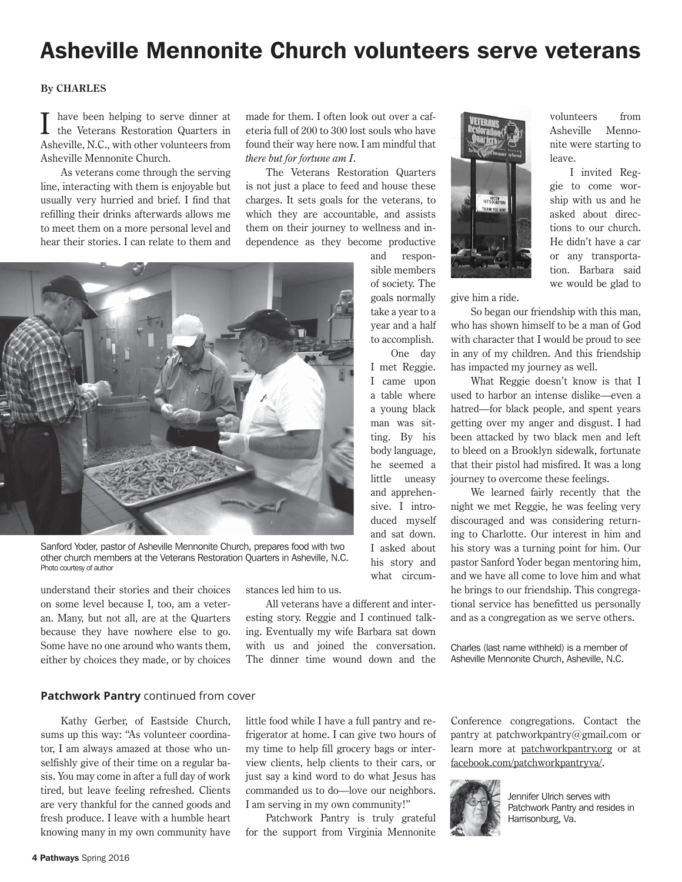# Asheville Mennonite Church volunteers serve veterans

**By CHARLES**

I have been helping to serve dinner at the Veterans Restoration Quarters in Asheville, N.C., with other volunteers from Asheville Mennonite Church.

As veterans come through the serving line, interacting with them is enjoyable but usually very hurried and brief. I find that refilling their drinks afterwards allows me to meet them on a more personal level and hear their stories. I can relate to them and understand their stories and their choices on some level because I, too, am a veteran. Many, but not all, are at the Quarters because they have nowhere else to go. Some have no one around who wants them, either by choices they made, or by choices made for them. I often look out over a cafeteria full of 200 to 300 lost souls who have found their way here now. I am mindful that *there but for fortune am I*.

The Veterans Restoration Quarters is not just a place to feed and house these charges. It sets goals for the veterans, to which they are accountable, and assists them on their journey to wellness and independence as they become productive and responsible members of society. The goals normally take a year to a year and a half to accomplish.

Sanford Yoder, pastor of Asheville Mennonite Church, prepares food with two other church members at the Veterans Restoration Quarters in Asheville, N.C.
Photo courtesy of author

One day I met Reggie. I came upon a table where a young black man was sitting. By his body language, he seemed a little uneasy and apprehensive. I introduced myself and sat down. I asked about his story and what circumstances led him to us.

All veterans have a different and interesting story. Reggie and I continued talking. Eventually my wife Barbara sat down with us and joined the conversation. The dinner time wound down and the volunteers from Asheville Mennonite were starting to leave.

I invited Reggie to come worship with us and he asked about directions to our church. He didn't have a car or any transportation. Barbara said we would be glad to give him a ride.

So began our friendship with this man, who has shown himself to be a man of God with character that I would be proud to see in any of my children. And this friendship has impacted my journey as well.

What Reggie doesn't know is that I used to harbor an intense dislike—even a hatred—for black people, and spent years getting over my anger and disgust. I had been attacked by two black men and left to bleed on a Brooklyn sidewalk, fortunate that their pistol had misfired. It was a long journey to overcome these feelings.

We learned fairly recently that the night we met Reggie, he was feeling very discouraged and was considering returning to Charlotte. Our interest in him and his story was a turning point for him. Our pastor Sanford Yoder began mentoring him, and we have all come to love him and what he brings to our friendship. This congregational service has benefitted us personally and as a congregation as we serve others.

Charles (last name withheld) is a member of Asheville Mennonite Church, Asheville, N.C.

---

**Patchwork Pantry** continued from cover

Kathy Gerber, of Eastside Church, sums up this way: "As volunteer coordinator, I am always amazed at those who unselfishly give of their time on a regular basis. You may come in after a full day of work tired, but leave feeling refreshed. Clients are very thankful for the canned goods and fresh produce. I leave with a humble heart knowing many in my own community have little food while I have a full pantry and refrigerator at home. I can give two hours of my time to help fill grocery bags or interview clients, help clients to their cars, or just say a kind word to do what Jesus has commanded us to do—love our neighbors. I am serving in my own community!"

Patchwork Pantry is truly grateful for the support from Virginia Mennonite Conference congregations. Contact the pantry at patchworkpantry@gmail.com or learn more at patchworkpantry.org or at facebook.com/patchworkpantryva/.

Jennifer Ulrich serves with Patchwork Pantry and resides in Harrisonburg, Va.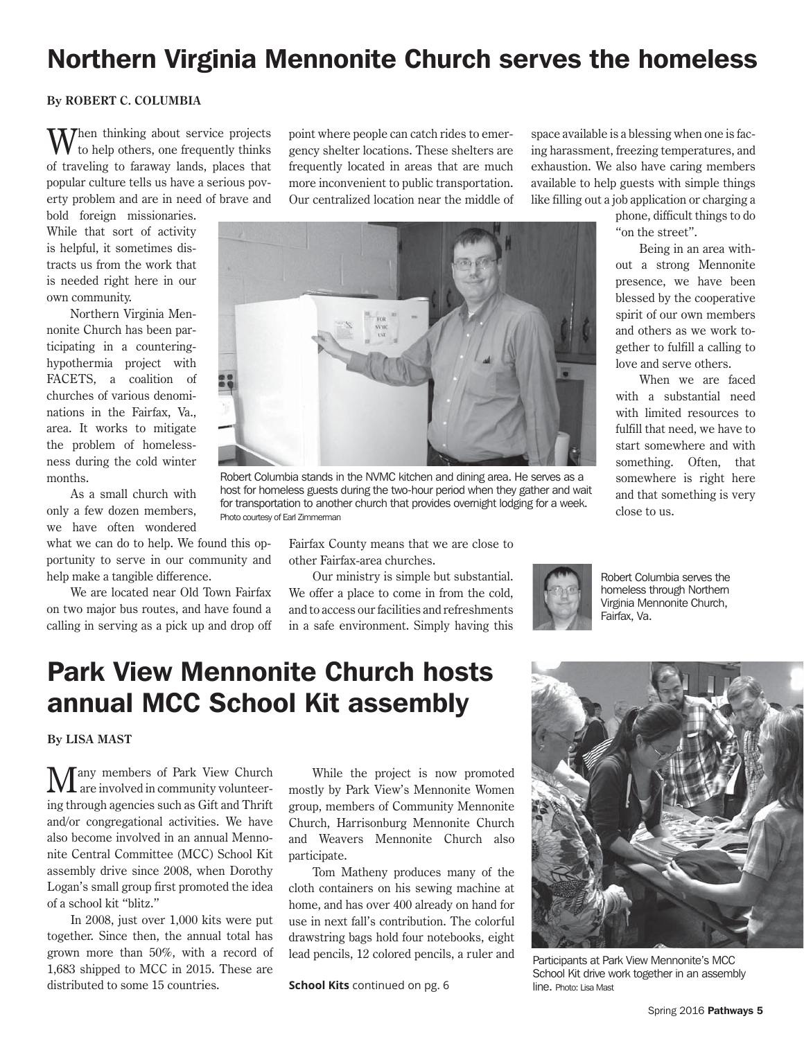# Northern Virginia Mennonite Church serves the homeless

**By ROBERT C. COLUMBIA**

When thinking about service projects to help others, one frequently thinks of traveling to faraway lands, places that popular culture tells us have a serious poverty problem and are in need of brave and bold foreign missionaries. While that sort of activity is helpful, it sometimes distracts us from the work that is needed right here in our own community.

Northern Virginia Mennonite Church has been participating in a countering-hypothermia project with FACETS, a coalition of churches of various denominations in the Fairfax, Va., area. It works to mitigate the problem of homelessness during the cold winter months.

As a small church with only a few dozen members, we have often wondered what we can do to help. We found this opportunity to serve in our community and help make a tangible difference.

We are located near Old Town Fairfax on two major bus routes, and have found a calling in serving as a pick up and drop off point where people can catch rides to emergency shelter locations. These shelters are frequently located in areas that are much more inconvenient to public transportation. Our centralized location near the middle of Fairfax County means that we are close to other Fairfax-area churches.

Our ministry is simple but substantial. We offer a place to come in from the cold, and to access our facilities and refreshments in a safe environment. Simply having this space available is a blessing when one is facing harassment, freezing temperatures, and exhaustion. We also have caring members available to help guests with simple things like filling out a job application or charging a phone, difficult things to do "on the street".

Being in an area without a strong Mennonite presence, we have been blessed by the cooperative spirit of our own members and others as we work together to fulfill a calling to love and serve others.

When we are faced with a substantial need with limited resources to fulfill that need, we have to start somewhere and with something. Often, that somewhere is right here and that something is very close to us.

Robert Columbia stands in the NVMC kitchen and dining area. He serves as a host for homeless guests during the two-hour period when they gather and wait for transportation to another church that provides overnight lodging for a week. Photo courtesy of Earl Zimmerman

Robert Columbia serves the homeless through Northern Virginia Mennonite Church, Fairfax, Va.

# Park View Mennonite Church hosts annual MCC School Kit assembly

**By LISA MAST**

Many members of Park View Church are involved in community volunteering through agencies such as Gift and Thrift and/or congregational activities. We have also become involved in an annual Mennonite Central Committee (MCC) School Kit assembly drive since 2008, when Dorothy Logan's small group first promoted the idea of a school kit "blitz."

In 2008, just over 1,000 kits were put together. Since then, the annual total has grown more than 50%, with a record of 1,683 shipped to MCC in 2015. These are distributed to some 15 countries.

While the project is now promoted mostly by Park View's Mennonite Women group, members of Community Mennonite Church, Harrisonburg Mennonite Church and Weavers Mennonite Church also participate.

Tom Matheny produces many of the cloth containers on his sewing machine at home, and has over 400 already on hand for use in next fall's contribution. The colorful drawstring bags hold four notebooks, eight lead pencils, 12 colored pencils, a ruler and

**School Kits** continued on pg. 6

Participants at Park View Mennonite's MCC School Kit drive work together in an assembly line. Photo: Lisa Mast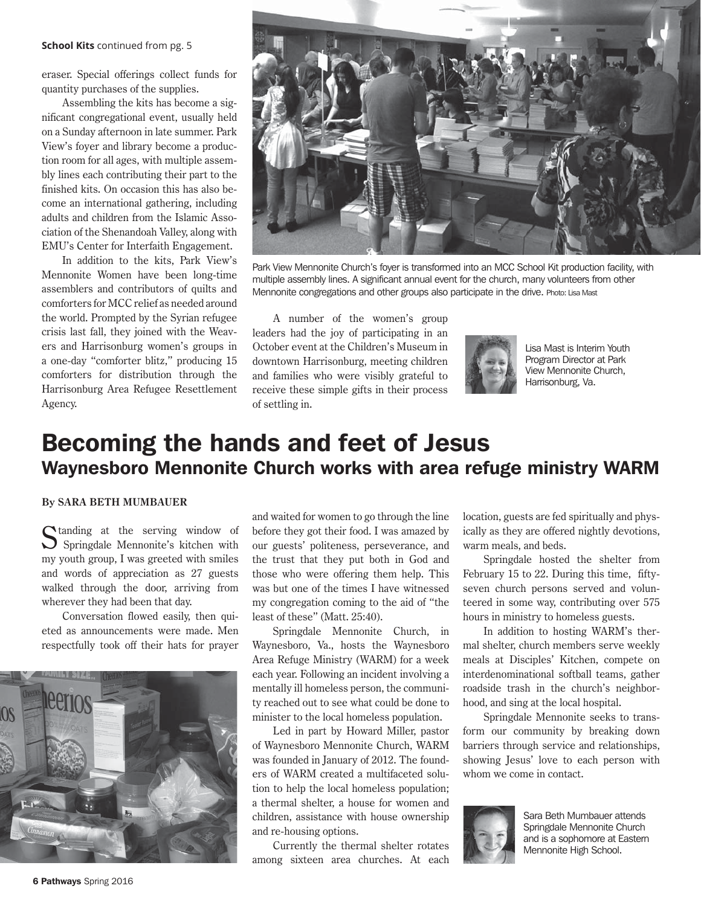**School Kits** continued from pg. 5

eraser. Special offerings collect funds for quantity purchases of the supplies.

Assembling the kits has become a significant congregational event, usually held on a Sunday afternoon in late summer. Park View's foyer and library become a production room for all ages, with multiple assembly lines each contributing their part to the finished kits. On occasion this has also become an international gathering, including adults and children from the Islamic Association of the Shenandoah Valley, along with EMU's Center for Interfaith Engagement.

In addition to the kits, Park View's Mennonite Women have been long-time assemblers and contributors of quilts and comforters for MCC relief as needed around the world. Prompted by the Syrian refugee crisis last fall, they joined with the Weavers and Harrisonburg women's groups in a one-day "comforter blitz," producing 15 comforters for distribution through the Harrisonburg Area Refugee Resettlement Agency.

Park View Mennonite Church's foyer is transformed into an MCC School Kit production facility, with multiple assembly lines. A significant annual event for the church, many volunteers from other Mennonite congregations and other groups also participate in the drive. Photo: Lisa Mast

A number of the women's group leaders had the joy of participating in an October event at the Children's Museum in downtown Harrisonburg, meeting children and families who were visibly grateful to receive these simple gifts in their process of settling in.

Lisa Mast is Interim Youth Program Director at Park View Mennonite Church, Harrisonburg, Va.

# Becoming the hands and feet of Jesus

## Waynesboro Mennonite Church works with area refuge ministry WARM

**By SARA BETH MUMBAUER**

Standing at the serving window of Springdale Mennonite's kitchen with my youth group, I was greeted with smiles and words of appreciation as 27 guests walked through the door, arriving from wherever they had been that day.

Conversation flowed easily, then quieted as announcements were made. Men respectfully took off their hats for prayer and waited for women to go through the line before they got their food. I was amazed by our guests' politeness, perseverance, and the trust that they put both in God and those who were offering them help. This was but one of the times I have witnessed my congregation coming to the aid of "the least of these" (Matt. 25:40).

Springdale Mennonite Church, in Waynesboro, Va., hosts the Waynesboro Area Refuge Ministry (WARM) for a week each year. Following an incident involving a mentally ill homeless person, the community reached out to see what could be done to minister to the local homeless population.

Led in part by Howard Miller, pastor of Waynesboro Mennonite Church, WARM was founded in January of 2012. The founders of WARM created a multifaceted solution to help the local homeless population; a thermal shelter, a house for women and children, assistance with house ownership and re-housing options.

Currently the thermal shelter rotates among sixteen area churches. At each location, guests are fed spiritually and physically as they are offered nightly devotions, warm meals, and beds.

Springdale hosted the shelter from February 15 to 22. During this time, fifty-seven church persons served and volunteered in some way, contributing over 575 hours in ministry to homeless guests.

In addition to hosting WARM's thermal shelter, church members serve weekly meals at Disciples' Kitchen, compete on interdenominational softball teams, gather roadside trash in the church's neighborhood, and sing at the local hospital.

Springdale Mennonite seeks to transform our community by breaking down barriers through service and relationships, showing Jesus' love to each person with whom we come in contact.

Sara Beth Mumbauer attends Springdale Mennonite Church and is a sophomore at Eastern Mennonite High School.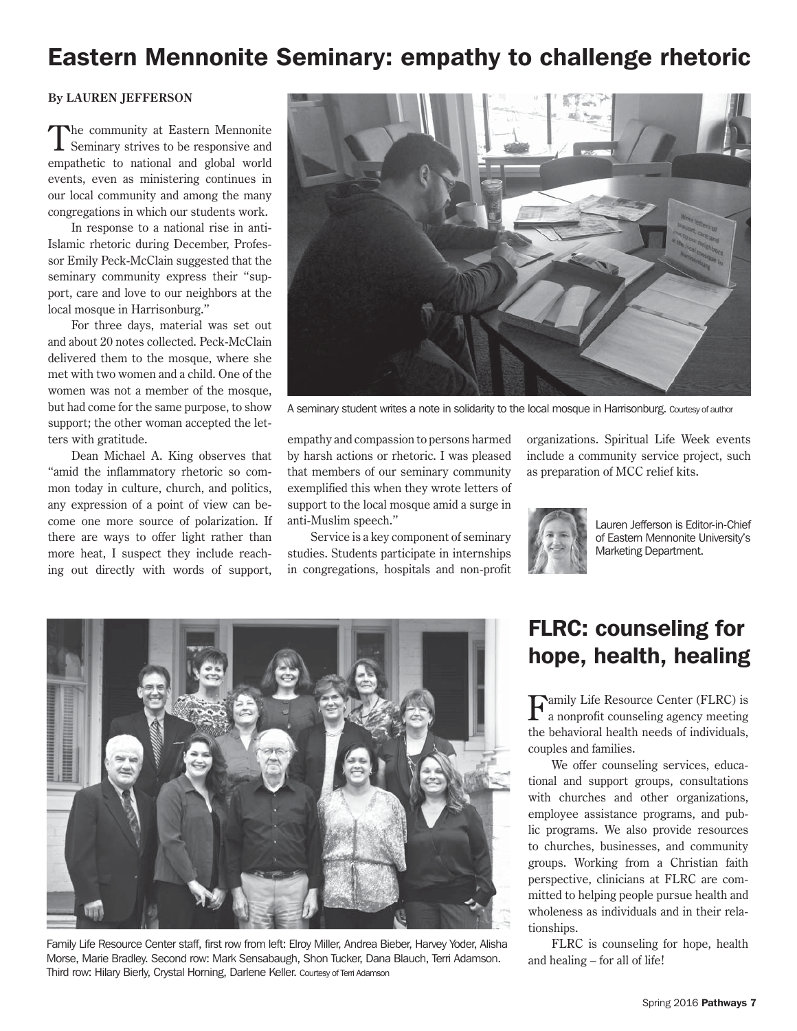# Eastern Mennonite Seminary: empathy to challenge rhetoric

**By LAUREN JEFFERSON**

The community at Eastern Mennonite Seminary strives to be responsive and empathetic to national and global world events, even as ministering continues in our local community and among the many congregations in which our students work.

In response to a national rise in anti-Islamic rhetoric during December, Professor Emily Peck-McClain suggested that the seminary community express their "support, care and love to our neighbors at the local mosque in Harrisonburg."

For three days, material was set out and about 20 notes collected. Peck-McClain delivered them to the mosque, where she met with two women and a child. One of the women was not a member of the mosque, but had come for the same purpose, to show support; the other woman accepted the letters with gratitude.

Dean Michael A. King observes that "amid the inflammatory rhetoric so common today in culture, church, and politics, any expression of a point of view can become one more source of polarization. If there are ways to offer light rather than more heat, I suspect they include reaching out directly with words of support, empathy and compassion to persons harmed by harsh actions or rhetoric. I was pleased that members of our seminary community exemplified this when they wrote letters of support to the local mosque amid a surge in anti-Muslim speech."

Service is a key component of seminary studies. Students participate in internships in congregations, hospitals and non-profit organizations. Spiritual Life Week events include a community service project, such as preparation of MCC relief kits.

A seminary student writes a note in solidarity to the local mosque in Harrisonburg. Courtesy of author

Lauren Jefferson is Editor-in-Chief of Eastern Mennonite University's Marketing Department.

## FLRC: counseling for hope, health, healing

Family Life Resource Center (FLRC) is a nonprofit counseling agency meeting the behavioral health needs of individuals, couples and families.

We offer counseling services, educational and support groups, consultations with churches and other organizations, employee assistance programs, and public programs. We also provide resources to churches, businesses, and community groups. Working from a Christian faith perspective, clinicians at FLRC are committed to helping people pursue health and wholeness as individuals and in their relationships.

FLRC is counseling for hope, health and healing – for all of life!

Family Life Resource Center staff, first row from left: Elroy Miller, Andrea Bieber, Harvey Yoder, Alisha Morse, Marie Bradley. Second row: Mark Sensabaugh, Shon Tucker, Dana Blauch, Terri Adamson. Third row: Hilary Bierly, Crystal Horning, Darlene Keller. Courtesy of Terri Adamson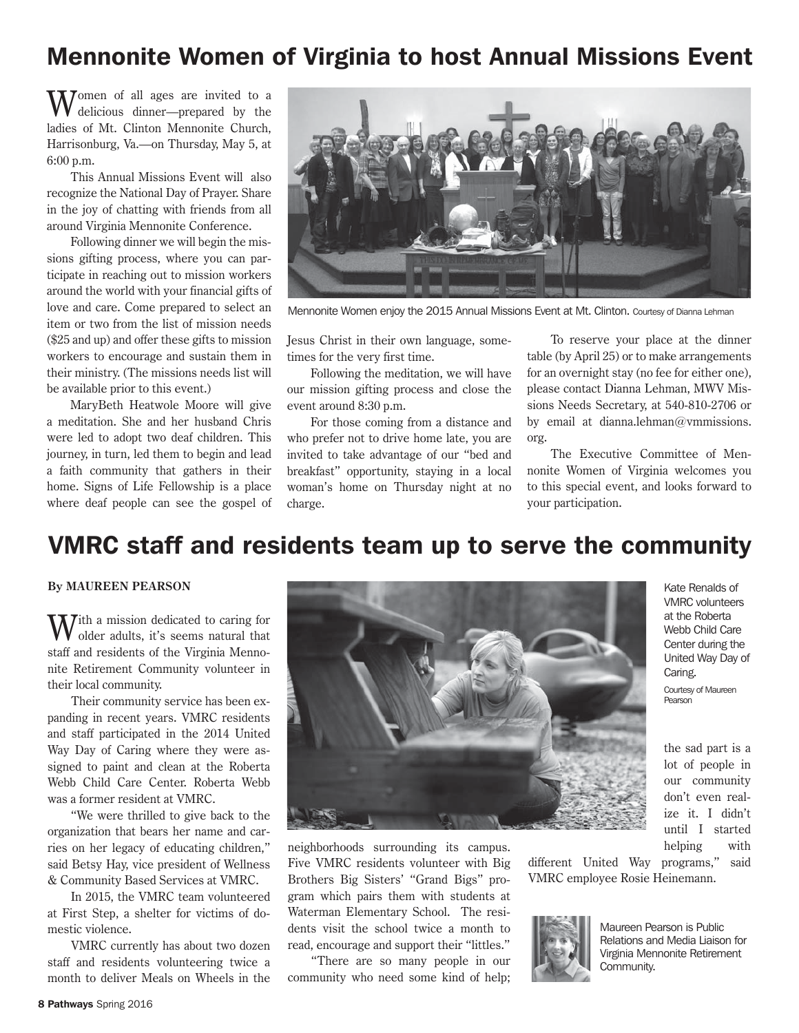# Mennonite Women of Virginia to host Annual Missions Event

Women of all ages are invited to a delicious dinner—prepared by the ladies of Mt. Clinton Mennonite Church, Harrisonburg, Va.—on Thursday, May 5, at 6:00 p.m.

This Annual Missions Event will also recognize the National Day of Prayer. Share in the joy of chatting with friends from all around Virginia Mennonite Conference.

Following dinner we will begin the missions gifting process, where you can participate in reaching out to mission workers around the world with your financial gifts of love and care. Come prepared to select an item or two from the list of mission needs ($25 and up) and offer these gifts to mission workers to encourage and sustain them in their ministry. (The missions needs list will be available prior to this event.)

MaryBeth Heatwole Moore will give a meditation. She and her husband Chris were led to adopt two deaf children. This journey, in turn, led them to begin and lead a faith community that gathers in their home. Signs of Life Fellowship is a place where deaf people can see the gospel of Jesus Christ in their own language, sometimes for the very first time.

Following the meditation, we will have our mission gifting process and close the event around 8:30 p.m.

For those coming from a distance and who prefer not to drive home late, you are invited to take advantage of our "bed and breakfast" opportunity, staying in a local woman's home on Thursday night at no charge.

To reserve your place at the dinner table (by April 25) or to make arrangements for an overnight stay (no fee for either one), please contact Dianna Lehman, MWV Missions Needs Secretary, at 540-810-2706 or by email at dianna.lehman@vmmissions.org.

The Executive Committee of Mennonite Women of Virginia welcomes you to this special event, and looks forward to your participation.

Mennonite Women enjoy the 2015 Annual Missions Event at Mt. Clinton. Courtesy of Dianna Lehman

# VMRC staff and residents team up to serve the community

**By MAUREEN PEARSON**

With a mission dedicated to caring for older adults, it's seems natural that staff and residents of the Virginia Mennonite Retirement Community volunteer in their local community.

Their community service has been expanding in recent years. VMRC residents and staff participated in the 2014 United Way Day of Caring where they were assigned to paint and clean at the Roberta Webb Child Care Center. Roberta Webb was a former resident at VMRC.

"We were thrilled to give back to the organization that bears her name and carries on her legacy of educating children," said Betsy Hay, vice president of Wellness & Community Based Services at VMRC.

In 2015, the VMRC team volunteered at First Step, a shelter for victims of domestic violence.

VMRC currently has about two dozen staff and residents volunteering twice a month to deliver Meals on Wheels in the neighborhoods surrounding its campus. Five VMRC residents volunteer with Big Brothers Big Sisters' "Grand Bigs" program which pairs them with students at Waterman Elementary School. The residents visit the school twice a month to read, encourage and support their "littles."

"There are so many people in our community who need some kind of help; the sad part is a lot of people in our community don't even realize it. I didn't until I started helping with different United Way programs," said VMRC employee Rosie Heinemann.

Kate Renalds of VMRC volunteers at the Roberta Webb Child Care Center during the United Way Day of Caring.

Courtesy of Maureen Pearson

Maureen Pearson is Public Relations and Media Liaison for Virginia Mennonite Retirement Community.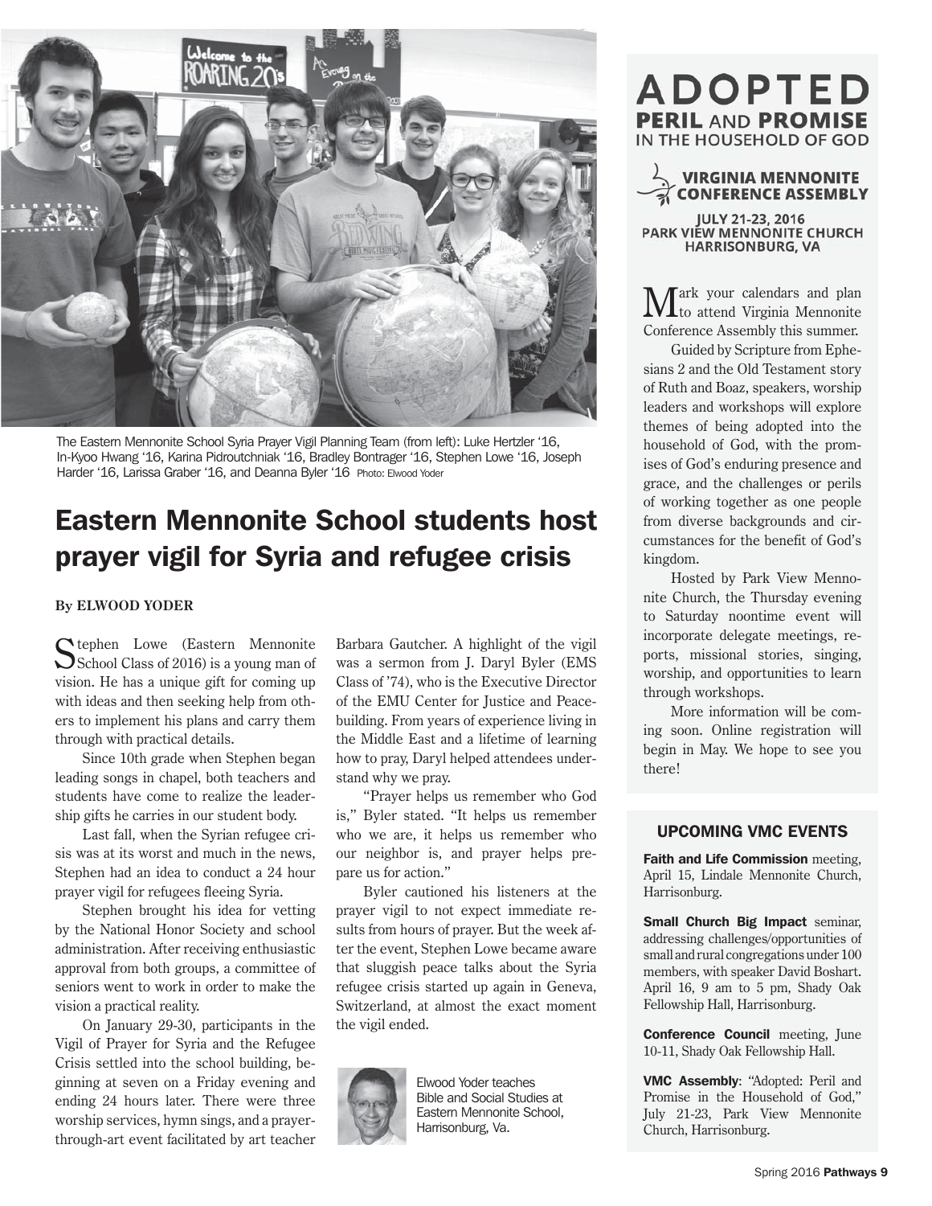The Eastern Mennonite School Syria Prayer Vigil Planning Team (from left): Luke Hertzler '16, In-Kyoo Hwang '16, Karina Pidroutchniak '16, Bradley Bontrager '16, Stephen Lowe '16, Joseph Harder '16, Larissa Graber '16, and Deanna Byler '16 Photo: Elwood Yoder

# Eastern Mennonite School students host prayer vigil for Syria and refugee crisis

**By ELWOOD YODER**

Stephen Lowe (Eastern Mennonite School Class of 2016) is a young man of vision. He has a unique gift for coming up with ideas and then seeking help from others to implement his plans and carry them through with practical details.

Since 10th grade when Stephen began leading songs in chapel, both teachers and students have come to realize the leadership gifts he carries in our student body.

Last fall, when the Syrian refugee crisis was at its worst and much in the news, Stephen had an idea to conduct a 24 hour prayer vigil for refugees fleeing Syria.

Stephen brought his idea for vetting by the National Honor Society and school administration. After receiving enthusiastic approval from both groups, a committee of seniors went to work in order to make the vision a practical reality.

On January 29-30, participants in the Vigil of Prayer for Syria and the Refugee Crisis settled into the school building, beginning at seven on a Friday evening and ending 24 hours later. There were three worship services, hymn sings, and a prayer-through-art event facilitated by art teacher Barbara Gautcher. A highlight of the vigil was a sermon from J. Daryl Byler (EMS Class of '74), who is the Executive Director of the EMU Center for Justice and Peacebuilding. From years of experience living in the Middle East and a lifetime of learning how to pray, Daryl helped attendees understand why we pray.

"Prayer helps us remember who God is," Byler stated. "It helps us remember who we are, it helps us remember who our neighbor is, and prayer helps prepare us for action."

Byler cautioned his listeners at the prayer vigil to not expect immediate results from hours of prayer. But the week after the event, Stephen Lowe became aware that sluggish peace talks about the Syria refugee crisis started up again in Geneva, Switzerland, at almost the exact moment the vigil ended.

Elwood Yoder teaches Bible and Social Studies at Eastern Mennonite School, Harrisonburg, Va.

# ADOPTED

## PERIL AND PROMISE IN THE HOUSEHOLD OF GOD

**VIRGINIA MENNONITE CONFERENCE ASSEMBLY**

**JULY 21-23, 2016**
**PARK VIEW MENNONITE CHURCH**
**HARRISONBURG, VA**

Mark your calendars and plan to attend Virginia Mennonite Conference Assembly this summer.

Guided by Scripture from Ephesians 2 and the Old Testament story of Ruth and Boaz, speakers, worship leaders and workshops will explore themes of being adopted into the household of God, with the promises of God's enduring presence and grace, and the challenges or perils of working together as one people from diverse backgrounds and circumstances for the benefit of God's kingdom.

Hosted by Park View Mennonite Church, the Thursday evening to Saturday noontime event will incorporate delegate meetings, reports, missional stories, singing, worship, and opportunities to learn through workshops.

More information will be coming soon. Online registration will begin in May. We hope to see you there!

## UPCOMING VMC EVENTS

**Faith and Life Commission** meeting, April 15, Lindale Mennonite Church, Harrisonburg.

**Small Church Big Impact** seminar, addressing challenges/opportunities of small and rural congregations under 100 members, with speaker David Boshart. April 16, 9 am to 5 pm, Shady Oak Fellowship Hall, Harrisonburg.

**Conference Council** meeting, June 10-11, Shady Oak Fellowship Hall.

**VMC Assembly**: "Adopted: Peril and Promise in the Household of God," July 21-23, Park View Mennonite Church, Harrisonburg.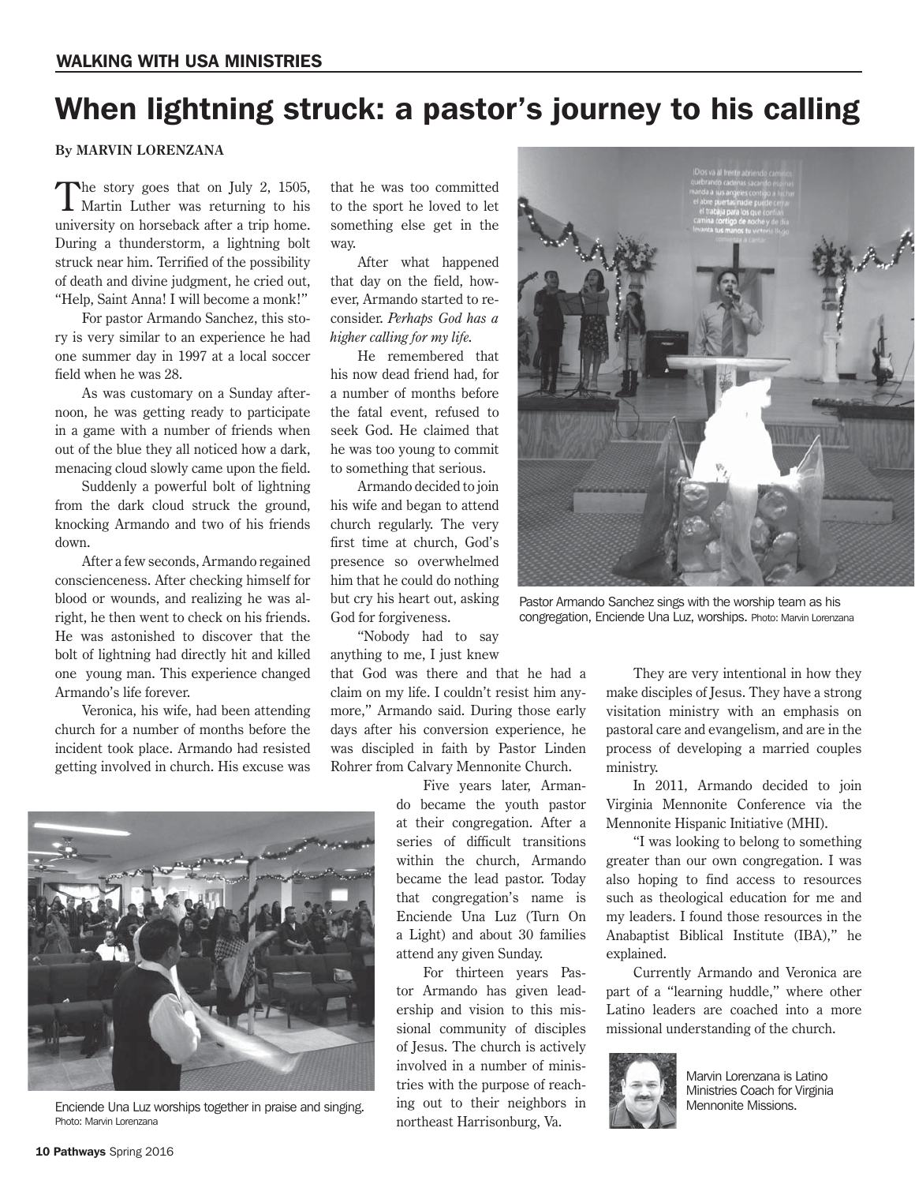WALKING WITH USA MINISTRIES

# When lightning struck: a pastor's journey to his calling

**By MARVIN LORENZANA**

The story goes that on July 2, 1505, Martin Luther was returning to his university on horseback after a trip home. During a thunderstorm, a lightning bolt struck near him. Terrified of the possibility of death and divine judgment, he cried out, "Help, Saint Anna! I will become a monk!"

For pastor Armando Sanchez, this story is very similar to an experience he had one summer day in 1997 at a local soccer field when he was 28.

As was customary on a Sunday afternoon, he was getting ready to participate in a game with a number of friends when out of the blue they all noticed how a dark, menacing cloud slowly came upon the field.

Suddenly a powerful bolt of lightning from the dark cloud struck the ground, knocking Armando and two of his friends down.

After a few seconds, Armando regained conscienceness. After checking himself for blood or wounds, and realizing he was alright, he then went to check on his friends. He was astonished to discover that the bolt of lightning had directly hit and killed one young man. This experience changed Armando's life forever.

Veronica, his wife, had been attending church for a number of months before the incident took place. Armando had resisted getting involved in church. His excuse was that he was too committed to the sport he loved to let something else get in the way.

After what happened that day on the field, however, Armando started to reconsider. *Perhaps God has a higher calling for my life.*

He remembered that his now dead friend had, for a number of months before the fatal event, refused to seek God. He claimed that he was too young to commit to something that serious.

Armando decided to join his wife and began to attend church regularly. The very first time at church, God's presence so overwhelmed him that he could do nothing but cry his heart out, asking God for forgiveness.

"Nobody had to say anything to me, I just knew that God was there and that he had a claim on my life. I couldn't resist him anymore," Armando said. During those early days after his conversion experience, he was discipled in faith by Pastor Linden Rohrer from Calvary Mennonite Church.

Pastor Armando Sanchez sings with the worship team as his congregation, Enciende Una Luz, worships. Photo: Marvin Lorenzana

Five years later, Armando became the youth pastor at their congregation. After a series of difficult transitions within the church, Armando became the lead pastor. Today that congregation's name is Enciende Una Luz (Turn On a Light) and about 30 families attend any given Sunday.

For thirteen years Pastor Armando has given leadership and vision to this missional community of disciples of Jesus. The church is actively involved in a number of ministries with the purpose of reaching out to their neighbors in northeast Harrisonburg, Va.

Enciende Una Luz worships together in praise and singing. Photo: Marvin Lorenzana

They are very intentional in how they make disciples of Jesus. They have a strong visitation ministry with an emphasis on pastoral care and evangelism, and are in the process of developing a married couples ministry.

In 2011, Armando decided to join Virginia Mennonite Conference via the Mennonite Hispanic Initiative (MHI).

"I was looking to belong to something greater than our own congregation. I was also hoping to find access to resources such as theological education for me and my leaders. I found those resources in the Anabaptist Biblical Institute (IBA)," he explained.

Currently Armando and Veronica are part of a "learning huddle," where other Latino leaders are coached into a more missional understanding of the church.

Marvin Lorenzana is Latino Ministries Coach for Virginia Mennonite Missions.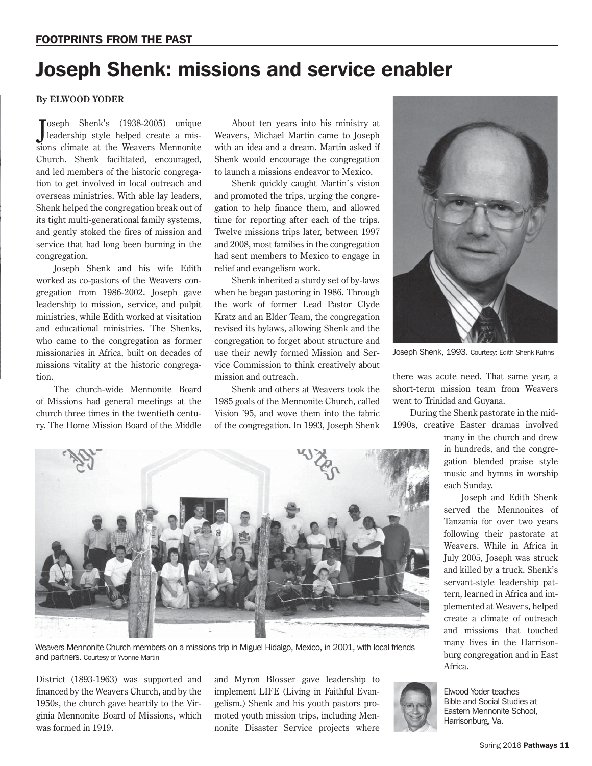## FOOTPRINTS FROM THE PAST

# Joseph Shenk: missions and service enabler

**By ELWOOD YODER**

Joseph Shenk's (1938-2005) unique leadership style helped create a missions climate at the Weavers Mennonite Church. Shenk facilitated, encouraged, and led members of the historic congregation to get involved in local outreach and overseas ministries. With able lay leaders, Shenk helped the congregation break out of its tight multi-generational family systems, and gently stoked the fires of mission and service that had long been burning in the congregation.

Joseph Shenk and his wife Edith worked as co-pastors of the Weavers congregation from 1986-2002. Joseph gave leadership to mission, service, and pulpit ministries, while Edith worked at visitation and educational ministries. The Shenks, who came to the congregation as former missionaries in Africa, built on decades of missions vitality at the historic congregation.

The church-wide Mennonite Board of Missions had general meetings at the church three times in the twentieth century. The Home Mission Board of the Middle District (1893-1963) was supported and financed by the Weavers Church, and by the 1950s, the church gave heartily to the Virginia Mennonite Board of Missions, which was formed in 1919.

About ten years into his ministry at Weavers, Michael Martin came to Joseph with an idea and a dream. Martin asked if Shenk would encourage the congregation to launch a missions endeavor to Mexico.

Shenk quickly caught Martin's vision and promoted the trips, urging the congregation to help finance them, and allowed time for reporting after each of the trips. Twelve missions trips later, between 1997 and 2008, most families in the congregation had sent members to Mexico to engage in relief and evangelism work.

Shenk inherited a sturdy set of by-laws when he began pastoring in 1986. Through the work of former Lead Pastor Clyde Kratz and an Elder Team, the congregation revised its bylaws, allowing Shenk and the congregation to forget about structure and use their newly formed Mission and Service Commission to think creatively about mission and outreach.

Shenk and others at Weavers took the 1985 goals of the Mennonite Church, called Vision '95, and wove them into the fabric of the congregation. In 1993, Joseph Shenk and Myron Blosser gave leadership to implement LIFE (Living in Faithful Evangelism.) Shenk and his youth pastors promoted youth mission trips, including Mennonite Disaster Service projects where there was acute need. That same year, a short-term mission team from Weavers went to Trinidad and Guyana.

Joseph Shenk, 1993. Courtesy: Edith Shenk Kuhns

During the Shenk pastorate in the mid-1990s, creative Easter dramas involved many in the church and drew in hundreds, and the congregation blended praise style music and hymns in worship each Sunday.

Joseph and Edith Shenk served the Mennonites of Tanzania for over two years following their pastorate at Weavers. While in Africa in July 2005, Joseph was struck and killed by a truck. Shenk's servant-style leadership pattern, learned in Africa and implemented at Weavers, helped create a climate of outreach and missions that touched many lives in the Harrisonburg congregation and in East Africa.

Weavers Mennonite Church members on a missions trip in Miguel Hidalgo, Mexico, in 2001, with local friends and partners. Courtesy of Yvonne Martin

Elwood Yoder teaches Bible and Social Studies at Eastern Mennonite School, Harrisonburg, Va.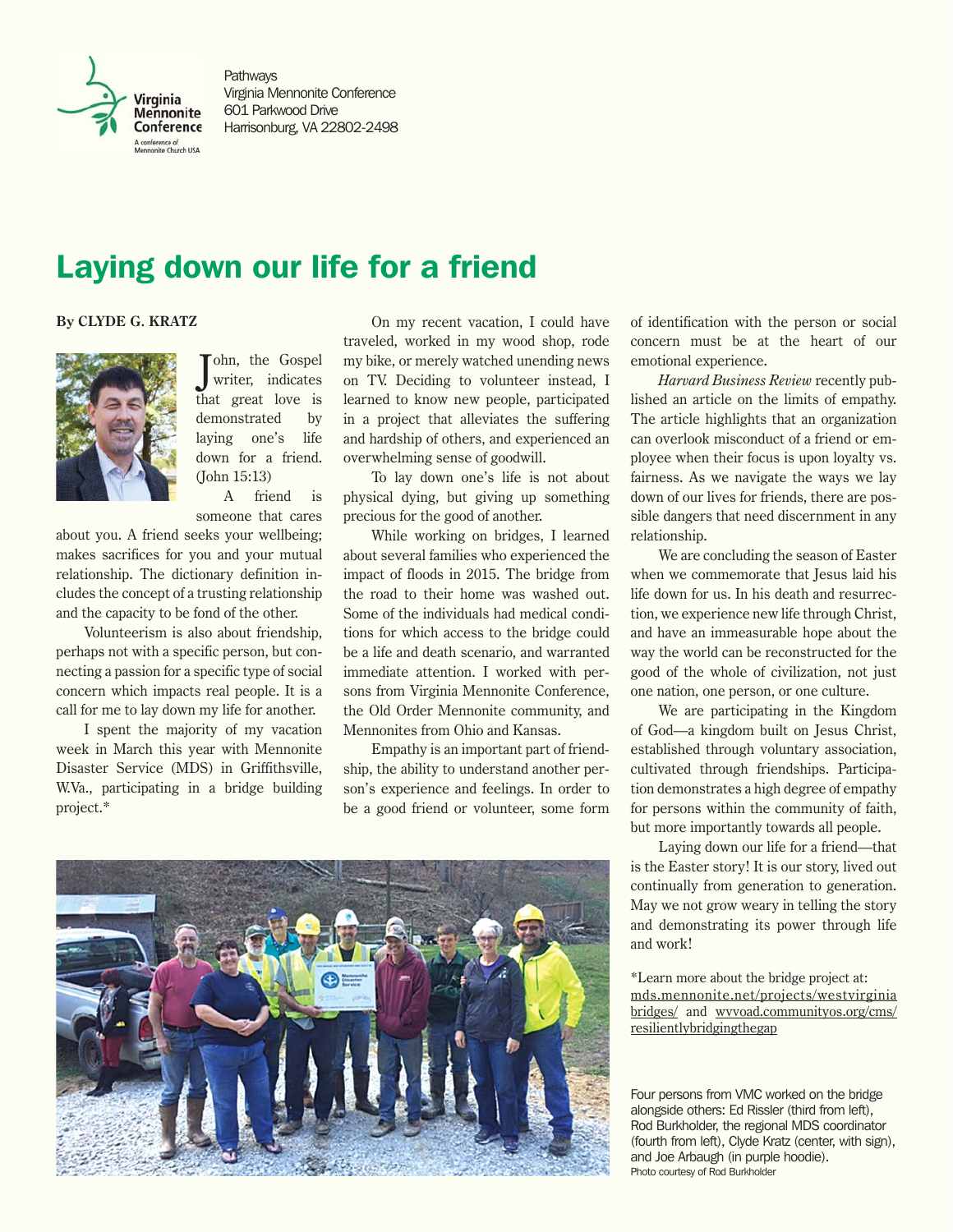Pathways
Virginia Mennonite Conference
601 Parkwood Drive
Harrisonburg, VA 22802-2498

# Laying down our life for a friend

**By CLYDE G. KRATZ**

John, the Gospel writer, indicates that great love is demonstrated by laying one's life down for a friend. (John 15:13)

A friend is someone that cares about you. A friend seeks your wellbeing; makes sacrifices for you and your mutual relationship. The dictionary definition includes the concept of a trusting relationship and the capacity to be fond of the other.

Volunteerism is also about friendship, perhaps not with a specific person, but connecting a passion for a specific type of social concern which impacts real people. It is a call for me to lay down my life for another.

I spent the majority of my vacation week in March this year with Mennonite Disaster Service (MDS) in Griffithsville, W.Va., participating in a bridge building project.*

On my recent vacation, I could have traveled, worked in my wood shop, rode my bike, or merely watched unending news on TV. Deciding to volunteer instead, I learned to know new people, participated in a project that alleviates the suffering and hardship of others, and experienced an overwhelming sense of goodwill.

To lay down one's life is not about physical dying, but giving up something precious for the good of another.

While working on bridges, I learned about several families who experienced the impact of floods in 2015. The bridge from the road to their home was washed out. Some of the individuals had medical conditions for which access to the bridge could be a life and death scenario, and warranted immediate attention. I worked with persons from Virginia Mennonite Conference, the Old Order Mennonite community, and Mennonites from Ohio and Kansas.

Empathy is an important part of friendship, the ability to understand another person's experience and feelings. In order to be a good friend or volunteer, some form of identification with the person or social concern must be at the heart of our emotional experience.

*Harvard Business Review* recently published an article on the limits of empathy. The article highlights that an organization can overlook misconduct of a friend or employee when their focus is upon loyalty vs. fairness. As we navigate the ways we lay down of our lives for friends, there are possible dangers that need discernment in any relationship.

We are concluding the season of Easter when we commemorate that Jesus laid his life down for us. In his death and resurrection, we experience new life through Christ, and have an immeasurable hope about the way the world can be reconstructed for the good of the whole of civilization, not just one nation, one person, or one culture.

We are participating in the Kingdom of God—a kingdom built on Jesus Christ, established through voluntary association, cultivated through friendships. Participation demonstrates a high degree of empathy for persons within the community of faith, but more importantly towards all people.

Laying down our life for a friend—that is the Easter story! It is our story, lived out continually from generation to generation. May we not grow weary in telling the story and demonstrating its power through life and work!

*Learn more about the bridge project at: mds.mennonite.net/projects/westvirginiabridges/ and wvvoad.communityos.org/cms/resilientlybridgingthegap

Four persons from VMC worked on the bridge alongside others: Ed Rissler (third from left), Rod Burkholder, the regional MDS coordinator (fourth from left), Clyde Kratz (center, with sign), and Joe Arbaugh (in purple hoodie).
Photo courtesy of Rod Burkholder